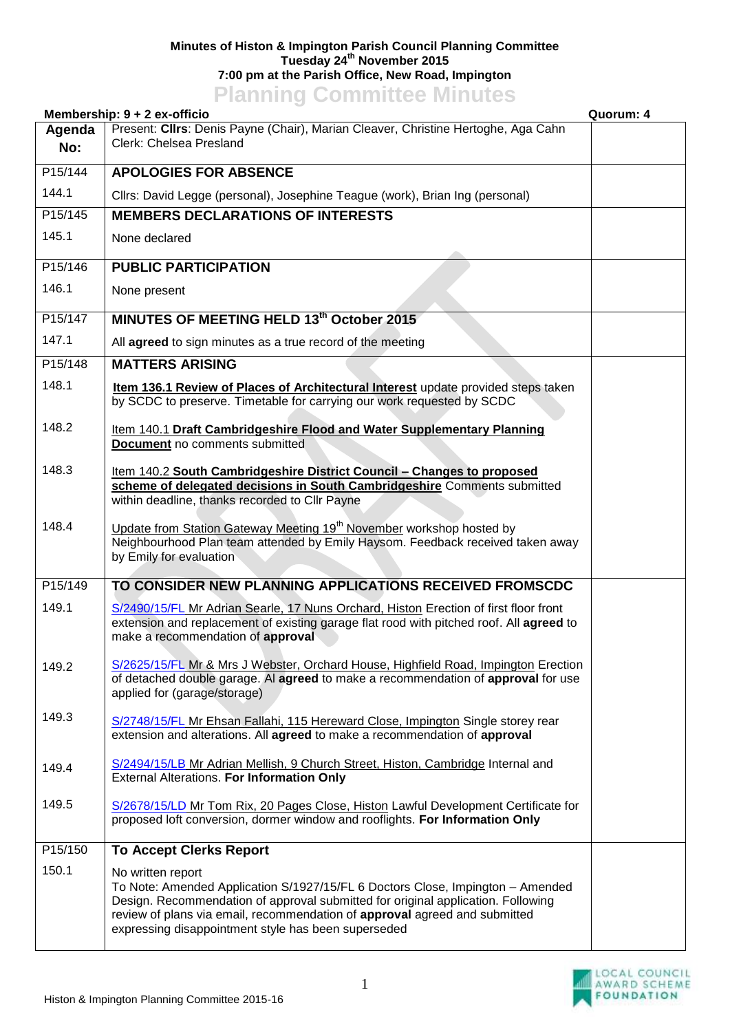**Minutes of Histon & Impington Parish Council Planning Committee**
**Tuesday 24th November 2015**
**7:00 pm at the Parish Office, New Road, Impington**

# Planning Committee Minutes

**Membership: 9 + 2 ex-officio** **Quorum: 4**

| Agenda No: | Present: **Cllrs**: Denis Payne (Chair), Marian Cleaver, Christine Hertoghe, Aga Cahn<br>Clerk: Chelsea Presland | |
|---|---|---|
| P15/144 | **APOLOGIES FOR ABSENCE** | |
| 144.1 | Cllrs: David Legge (personal), Josephine Teague (work), Brian Ing (personal) | |
| P15/145 | **MEMBERS DECLARATIONS OF INTERESTS** | |
| 145.1 | None declared | |
| P15/146 | **PUBLIC PARTICIPATION** | |
| 146.1 | None present | |
| P15/147 | **MINUTES OF MEETING HELD 13th October 2015** | |
| 147.1 | All **agreed** to sign minutes as a true record of the meeting | |
| P15/148 | **MATTERS ARISING** | |
| 148.1 | **Item 136.1 Review of Places of Architectural Interest** update provided steps taken by SCDC to preserve. Timetable for carrying our work requested by SCDC | |
| 148.2 | Item 140.1 **Draft Cambridgeshire Flood and Water Supplementary Planning Document** no comments submitted | |
| 148.3 | Item 140.2 **South Cambridgeshire District Council – Changes to proposed scheme of delegated decisions in South Cambridgeshire** Comments submitted within deadline, thanks recorded to Cllr Payne | |
| 148.4 | Update from Station Gateway Meeting 19th November workshop hosted by Neighbourhood Plan team attended by Emily Haysom. Feedback received taken away by Emily for evaluation | |
| P15/149 | **TO CONSIDER NEW PLANNING APPLICATIONS RECEIVED FROMSCDC** | |
| 149.1 | S/2490/15/FL Mr Adrian Searle, 17 Nuns Orchard, Histon Erection of first floor front extension and replacement of existing garage flat rood with pitched roof. All **agreed** to make a recommendation of **approval** | |
| 149.2 | S/2625/15/FL Mr & Mrs J Webster, Orchard House, Highfield Road, Impington Erection of detached double garage. Al **agreed** to make a recommendation of **approval** for use applied for (garage/storage) | |
| 149.3 | S/2748/15/FL Mr Ehsan Fallahi, 115 Hereward Close, Impington Single storey rear extension and alterations. All **agreed** to make a recommendation of **approval** | |
| 149.4 | S/2494/15/LB Mr Adrian Mellish, 9 Church Street, Histon, Cambridge Internal and External Alterations. **For Information Only** | |
| 149.5 | S/2678/15/LD Mr Tom Rix, 20 Pages Close, Histon Lawful Development Certificate for proposed loft conversion, dormer window and rooflights. **For Information Only** | |
| P15/150 | **To Accept Clerks Report** | |
| 150.1 | No written report<br>To Note: Amended Application S/1927/15/FL 6 Doctors Close, Impington – Amended Design. Recommendation of approval submitted for original application. Following review of plans via email, recommendation of **approval** agreed and submitted expressing disappointment style has been superseded | |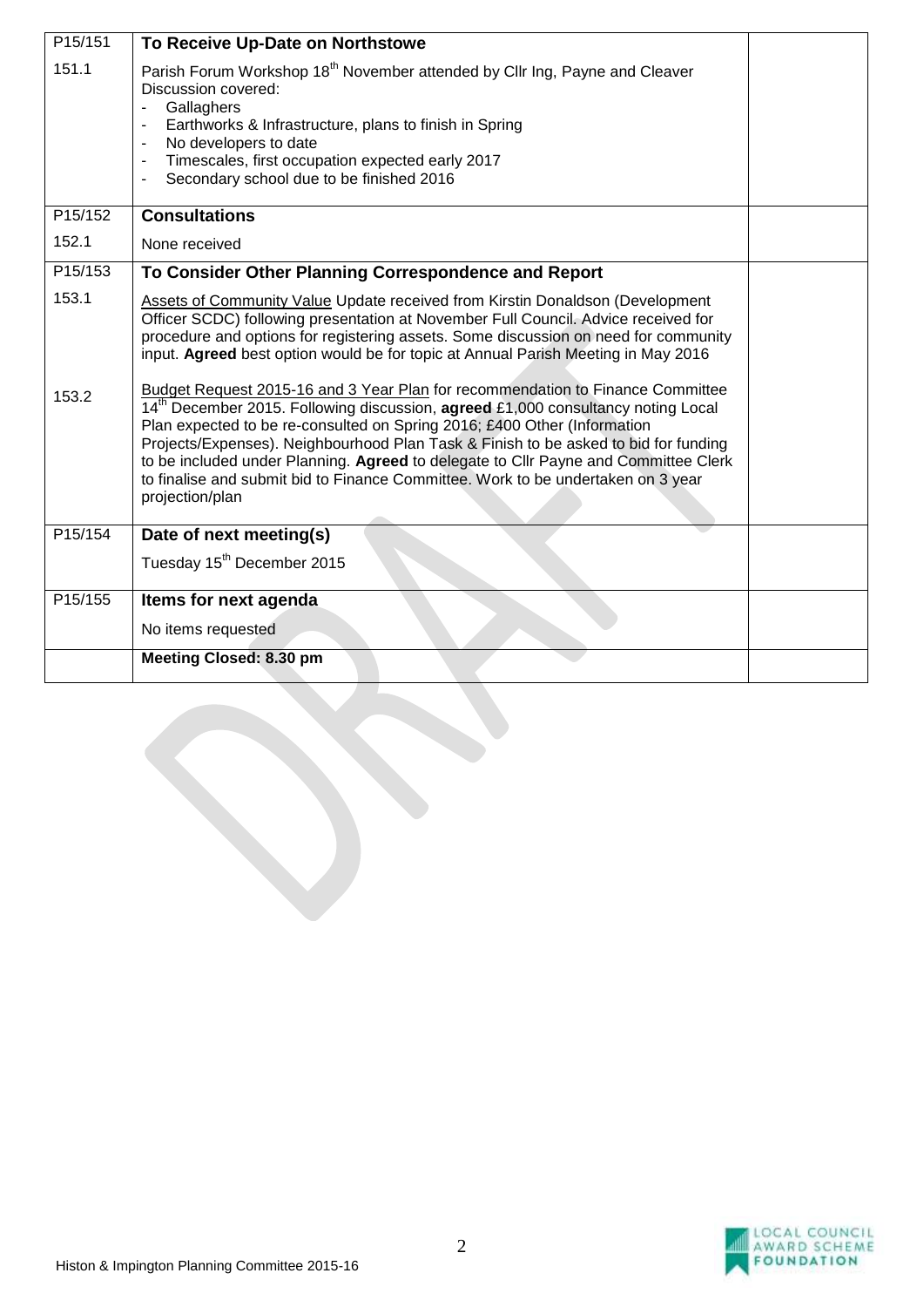| | | |
|---|---|---|
| P15/151 | **To Receive Up-Date on Northstowe** | |
| 151.1 | Parish Forum Workshop 18th November attended by Cllr Ing, Payne and Cleaver<br>Discussion covered:<br>- Gallaghers<br>- Earthworks & Infrastructure, plans to finish in Spring<br>- No developers to date<br>- Timescales, first occupation expected early 2017<br>- Secondary school due to be finished 2016 | |
| P15/152 | **Consultations** | |
| 152.1 | None received | |
| P15/153 | **To Consider Other Planning Correspondence and Report** | |
| 153.1 | Assets of Community Value Update received from Kirstin Donaldson (Development Officer SCDC) following presentation at November Full Council. Advice received for procedure and options for registering assets. Some discussion on need for community input. **Agreed** best option would be for topic at Annual Parish Meeting in May 2016 | |
| 153.2 | Budget Request 2015-16 and 3 Year Plan for recommendation to Finance Committee 14th December 2015. Following discussion, **agreed** £1,000 consultancy noting Local Plan expected to be re-consulted on Spring 2016; £400 Other (Information Projects/Expenses). Neighbourhood Plan Task & Finish to be asked to bid for funding to be included under Planning. **Agreed** to delegate to Cllr Payne and Committee Clerk to finalise and submit bid to Finance Committee. Work to be undertaken on 3 year projection/plan | |
| P15/154 | **Date of next meeting(s)**<br>Tuesday 15th December 2015 | |
| P15/155 | **Items for next agenda**<br>No items requested | |
| | **Meeting Closed: 8.30 pm** | |